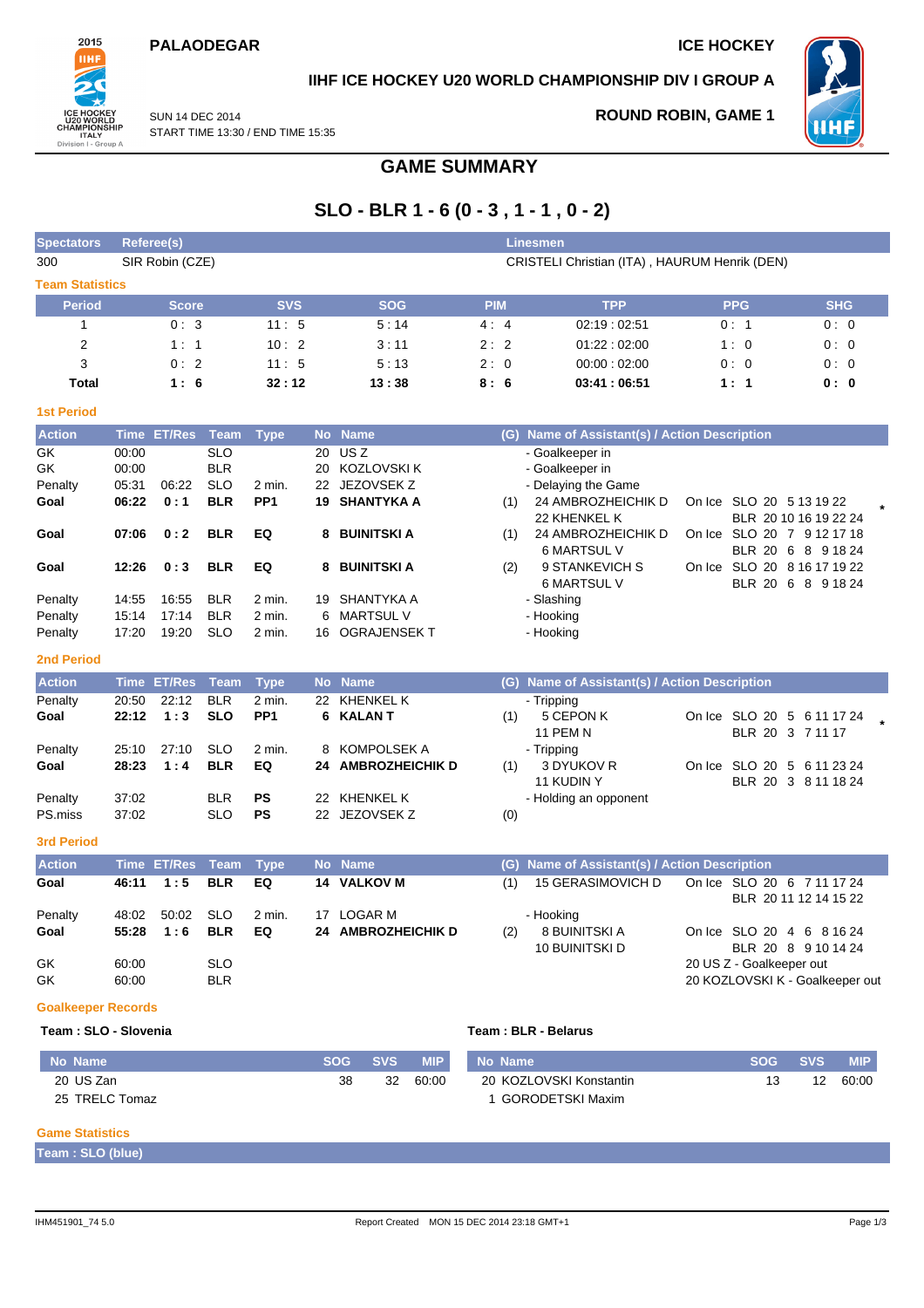PALAODEGAR

ICE HOCKEY

IIHF ICE HOCKEY U20 WORLD CHAMPIONSHIP DIV I GROUP A

SUN 14 DEC 2014
START TIME 13:30 / END TIME 15:35

ROUND ROBIN, GAME 1

# GAME SUMMARY

## SLO - BLR 1 - 6 (0 - 3 , 1 - 1 , 0 - 2)

| Spectators | Referee(s) | Linesmen |
|---|---|---|
| 300 | SIR Robin (CZE) | CRISTELI Christian (ITA) , HAURUM Henrik (DEN) |

### Team Statistics

| Period | Score | SVS | SOG | PIM | TPP | PPG | SHG |
|---|---|---|---|---|---|---|---|
| 1 | 0 : 3 | 11 : 5 | 5 : 14 | 4 : 4 | 02:19 : 02:51 | 0 : 1 | 0 : 0 |
| 2 | 1 : 1 | 10 : 2 | 3 : 11 | 2 : 2 | 01:22 : 02:00 | 1 : 0 | 0 : 0 |
| 3 | 0 : 2 | 11 : 5 | 5 : 13 | 2 : 0 | 00:00 : 02:00 | 0 : 0 | 0 : 0 |
| **Total** | **1 : 6** | **32 : 12** | **13 : 38** | **8 : 6** | **03:41 : 06:51** | **1 : 1** | **0 : 0** |

### 1st Period

| Action | Time | ET/Res | Team | Type | No | Name | (G) | Name of Assistant(s) / Action Description | |
|---|---|---|---|---|---|---|---|---|---|
| GK | 00:00 | | SLO | | 20 | US Z | | - Goalkeeper in | |
| GK | 00:00 | | BLR | | 20 | KOZLOVSKI K | | - Goalkeeper in | |
| Penalty | 05:31 | 06:22 | SLO | 2 min. | 22 | JEZOVSEK Z | | - Delaying the Game | |
| **Goal** | **06:22** | **0 : 1** | **BLR** | **PP1** | **19** | **SHANTYKA A** | (1) | 24 AMBROZHEICHIK D<br>22 KHENKEL K | On Ice SLO 20 5 13 19 22<br>BLR 20 10 16 19 22 24 * |
| **Goal** | **07:06** | **0 : 2** | **BLR** | **EQ** | **8** | **BUINITSKI A** | (1) | 24 AMBROZHEICHIK D<br>6 MARTSUL V | On Ice SLO 20 7 9 12 17 18<br>BLR 20 6 8 9 18 24 |
| **Goal** | **12:26** | **0 : 3** | **BLR** | **EQ** | **8** | **BUINITSKI A** | (2) | 9 STANKEVICH S<br>6 MARTSUL V | On Ice SLO 20 8 16 17 19 22<br>BLR 20 6 8 9 18 24 |
| Penalty | 14:55 | 16:55 | BLR | 2 min. | 19 | SHANTYKA A | | - Slashing | |
| Penalty | 15:14 | 17:14 | BLR | 2 min. | 6 | MARTSUL V | | - Hooking | |
| Penalty | 17:20 | 19:20 | SLO | 2 min. | 16 | OGRAJENSEK T | | - Hooking | |

### 2nd Period

| Action | Time | ET/Res | Team | Type | No | Name | (G) | Name of Assistant(s) / Action Description | |
|---|---|---|---|---|---|---|---|---|---|
| Penalty | 20:50 | 22:12 | BLR | 2 min. | 22 | KHENKEL K | | - Tripping | |
| **Goal** | **22:12** | **1 : 3** | **SLO** | **PP1** | **6** | **KALAN T** | (1) | 5 CEPON K<br>11 PEM N | On Ice SLO 20 5 6 11 17 24<br>BLR 20 3 7 11 17 * |
| Penalty | 25:10 | 27:10 | SLO | 2 min. | 8 | KOMPOLSEK A | | - Tripping | |
| **Goal** | **28:23** | **1 : 4** | **BLR** | **EQ** | **24** | **AMBROZHEICHIK D** | (1) | 3 DYUKOV R<br>11 KUDIN Y | On Ice SLO 20 5 6 11 23 24<br>BLR 20 3 8 11 18 24 |
| Penalty | 37:02 | | BLR | PS | 22 | KHENKEL K | | - Holding an opponent | |
| PS.miss | 37:02 | | SLO | PS | 22 | JEZOVSEK Z | (0) | | |

### 3rd Period

| Action | Time | ET/Res | Team | Type | No | Name | (G) | Name of Assistant(s) / Action Description | |
|---|---|---|---|---|---|---|---|---|---|
| **Goal** | **46:11** | **1 : 5** | **BLR** | **EQ** | **14** | **VALKOV M** | (1) | 15 GERASIMOVICH D | On Ice SLO 20 6 7 11 17 24<br>BLR 20 11 12 14 15 22 |
| Penalty | 48:02 | 50:02 | SLO | 2 min. | 17 | LOGAR M | | - Hooking | |
| **Goal** | **55:28** | **1 : 6** | **BLR** | **EQ** | **24** | **AMBROZHEICHIK D** | (2) | 8 BUINITSKI A<br>10 BUINITSKI D | On Ice SLO 20 4 6 8 16 24<br>BLR 20 8 9 10 14 24 |
| GK | 60:00 | | SLO | | | | | | 20 US Z - Goalkeeper out |
| GK | 60:00 | | BLR | | | | | | 20 KOZLOVSKI K - Goalkeeper out |

### Goalkeeper Records

**Team : SLO - Slovenia**

| No Name | SOG | SVS | MIP |
|---|---|---|---|
| 20 US Zan | 38 | 32 | 60:00 |
| 25 TRELC Tomaz | | | |

**Team : BLR - Belarus**

| No Name | SOG | SVS | MIP |
|---|---|---|---|
| 20 KOZLOVSKI Konstantin | 13 | 12 | 60:00 |
| 1 GORODETSKI Maxim | | | |

### Game Statistics

**Team : SLO (blue)**

IHM451901_74 5.0 Report Created MON 15 DEC 2014 23:18 GMT+1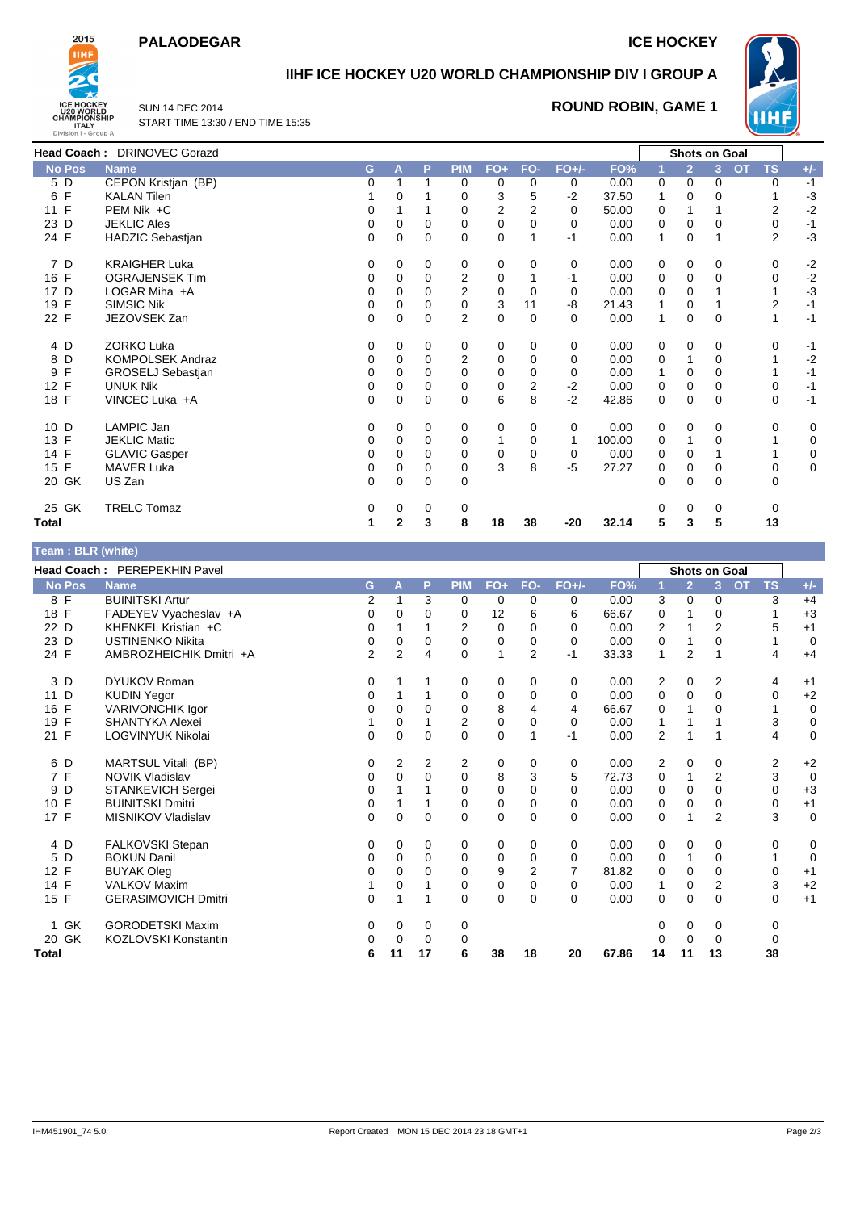**PALAODEGAR** **ICE HOCKEY**

## IIHF ICE HOCKEY U20 WORLD CHAMPIONSHIP DIV I GROUP A

SUN 14 DEC 2014
START TIME 13:30 / END TIME 15:35

**ROUND ROBIN, GAME 1**

**Head Coach :** DRINOVEC Gorazd

| No | Pos | Name | G | A | P | PIM | FO+ | FO- | FO+/- | FO% | Shots on Goal 1 | 2 | 3 | OT | TS | +/- |
|---|---|---|---|---|---|---|---|---|---|---|---|---|---|---|---|---|
| 5 | D | CEPON Kristjan (BP) | 0 | 1 | 1 | 0 | 0 | 0 | 0 | 0.00 | 0 | 0 | 0 | | 0 | -1 |
| 6 | F | KALAN Tilen | 1 | 0 | 1 | 0 | 3 | 5 | -2 | 37.50 | 1 | 0 | 0 | | 1 | -3 |
| 11 | F | PEM Nik +C | 0 | 1 | 1 | 0 | 2 | 2 | 0 | 50.00 | 0 | 1 | 1 | | 2 | -2 |
| 23 | D | JEKLIC Ales | 0 | 0 | 0 | 0 | 0 | 0 | 0 | 0.00 | 0 | 0 | 0 | | 0 | -1 |
| 24 | F | HADZIC Sebastjan | 0 | 0 | 0 | 0 | 0 | 1 | -1 | 0.00 | 1 | 0 | 1 | | 2 | -3 |
| 7 | D | KRAIGHER Luka | 0 | 0 | 0 | 0 | 0 | 0 | 0 | 0.00 | 0 | 0 | 0 | | 0 | -2 |
| 16 | F | OGRAJENSEK Tim | 0 | 0 | 0 | 2 | 0 | 1 | -1 | 0.00 | 0 | 0 | 0 | | 0 | -2 |
| 17 | D | LOGAR Miha +A | 0 | 0 | 0 | 2 | 0 | 0 | 0 | 0.00 | 0 | 0 | 1 | | 1 | -3 |
| 19 | F | SIMSIC Nik | 0 | 0 | 0 | 0 | 3 | 11 | -8 | 21.43 | 1 | 0 | 1 | | 2 | -1 |
| 22 | F | JEZOVSEK Zan | 0 | 0 | 0 | 2 | 0 | 0 | 0 | 0.00 | 1 | 0 | 0 | | 1 | -1 |
| 4 | D | ZORKO Luka | 0 | 0 | 0 | 0 | 0 | 0 | 0 | 0.00 | 0 | 0 | 0 | | 0 | -1 |
| 8 | D | KOMPOLSEK Andraz | 0 | 0 | 0 | 2 | 0 | 0 | 0 | 0.00 | 0 | 1 | 0 | | 1 | -2 |
| 9 | F | GROSELJ Sebastjan | 0 | 0 | 0 | 0 | 0 | 0 | 0 | 0.00 | 1 | 0 | 0 | | 1 | -1 |
| 12 | F | UNUK Nik | 0 | 0 | 0 | 0 | 0 | 2 | -2 | 0.00 | 0 | 0 | 0 | | 0 | -1 |
| 18 | F | VINCEC Luka +A | 0 | 0 | 0 | 0 | 6 | 8 | -2 | 42.86 | 0 | 0 | 0 | | 0 | -1 |
| 10 | D | LAMPIC Jan | 0 | 0 | 0 | 0 | 0 | 0 | 0 | 0.00 | 0 | 0 | 0 | | 0 | 0 |
| 13 | F | JEKLIC Matic | 0 | 0 | 0 | 0 | 1 | 0 | 1 | 100.00 | 0 | 1 | 0 | | 1 | 0 |
| 14 | F | GLAVIC Gasper | 0 | 0 | 0 | 0 | 0 | 0 | 0 | 0.00 | 0 | 0 | 1 | | 1 | 0 |
| 15 | F | MAVER Luka | 0 | 0 | 0 | 0 | 3 | 8 | -5 | 27.27 | 0 | 0 | 0 | | 0 | 0 |
| 20 | GK | US Zan | 0 | 0 | 0 | 0 | | | | | 0 | 0 | 0 | | 0 | |
| 25 | GK | TRELC Tomaz | 0 | 0 | 0 | 0 | | | | | 0 | 0 | 0 | | 0 | |
| **Total** | | | **1** | **2** | **3** | **8** | **18** | **38** | **-20** | **32.14** | **5** | **3** | **5** | | **13** | |

**Team : BLR (white)**

**Head Coach :** PEREPEKHIN Pavel

| No | Pos | Name | G | A | P | PIM | FO+ | FO- | FO+/- | FO% | Shots on Goal 1 | 2 | 3 | OT | TS | +/- |
|---|---|---|---|---|---|---|---|---|---|---|---|---|---|---|---|---|
| 8 | F | BUINITSKI Artur | 2 | 1 | 3 | 0 | 0 | 0 | 0 | 0.00 | 3 | 0 | 0 | | 3 | +4 |
| 18 | F | FADEYEV Vyacheslav +A | 0 | 0 | 0 | 0 | 12 | 6 | 6 | 66.67 | 0 | 1 | 0 | | 1 | +3 |
| 22 | D | KHENKEL Kristian +C | 0 | 1 | 1 | 2 | 0 | 0 | 0 | 0.00 | 2 | 1 | 2 | | 5 | +1 |
| 23 | D | USTINENKO Nikita | 0 | 0 | 0 | 0 | 0 | 0 | 0 | 0.00 | 0 | 1 | 0 | | 1 | 0 |
| 24 | F | AMBROZHEICHIK Dmitri +A | 2 | 2 | 4 | 0 | 1 | 2 | -1 | 33.33 | 1 | 2 | 1 | | 4 | +4 |
| 3 | D | DYUKOV Roman | 0 | 1 | 1 | 0 | 0 | 0 | 0 | 0.00 | 2 | 0 | 2 | | 4 | +1 |
| 11 | D | KUDIN Yegor | 0 | 1 | 1 | 0 | 0 | 0 | 0 | 0.00 | 0 | 0 | 0 | | 0 | +2 |
| 16 | F | VARIVONCHIK Igor | 0 | 0 | 0 | 0 | 8 | 4 | 4 | 66.67 | 0 | 1 | 0 | | 1 | 0 |
| 19 | F | SHANTYKA Alexei | 1 | 0 | 1 | 2 | 0 | 0 | 0 | 0.00 | 1 | 1 | 1 | | 3 | 0 |
| 21 | F | LOGVINYUK Nikolai | 0 | 0 | 0 | 0 | 0 | 1 | -1 | 0.00 | 2 | 1 | 1 | | 4 | 0 |
| 6 | D | MARTSUL Vitali (BP) | 0 | 2 | 2 | 2 | 0 | 0 | 0 | 0.00 | 2 | 0 | 0 | | 2 | +2 |
| 7 | F | NOVIK Vladislav | 0 | 0 | 0 | 0 | 8 | 3 | 5 | 72.73 | 0 | 1 | 2 | | 3 | 0 |
| 9 | D | STANKEVICH Sergei | 0 | 1 | 1 | 0 | 0 | 0 | 0 | 0.00 | 0 | 0 | 0 | | 0 | +3 |
| 10 | F | BUINITSKI Dmitri | 0 | 1 | 1 | 0 | 0 | 0 | 0 | 0.00 | 0 | 0 | 0 | | 0 | +1 |
| 17 | F | MISNIKOV Vladislav | 0 | 0 | 0 | 0 | 0 | 0 | 0 | 0.00 | 0 | 1 | 2 | | 3 | 0 |
| 4 | D | FALKOVSKI Stepan | 0 | 0 | 0 | 0 | 0 | 0 | 0 | 0.00 | 0 | 0 | 0 | | 0 | 0 |
| 5 | D | BOKUN Danil | 0 | 0 | 0 | 0 | 0 | 0 | 0 | 0.00 | 0 | 1 | 0 | | 1 | 0 |
| 12 | F | BUYAK Oleg | 0 | 0 | 0 | 0 | 9 | 2 | 7 | 81.82 | 0 | 0 | 0 | | 0 | +1 |
| 14 | F | VALKOV Maxim | 1 | 0 | 1 | 0 | 0 | 0 | 0 | 0.00 | 1 | 0 | 2 | | 3 | +2 |
| 15 | F | GERASIMOVICH Dmitri | 0 | 1 | 1 | 0 | 0 | 0 | 0 | 0.00 | 0 | 0 | 0 | | 0 | +1 |
| 1 | GK | GORODETSKI Maxim | 0 | 0 | 0 | 0 | | | | | 0 | 0 | 0 | | 0 | |
| 20 | GK | KOZLOVSKI Konstantin | 0 | 0 | 0 | 0 | | | | | 0 | 0 | 0 | | 0 | |
| **Total** | | | **6** | **11** | **17** | **6** | **38** | **18** | **20** | **67.86** | **14** | **11** | **13** | | **38** | |

IHM451901_74 5.0 Report Created MON 15 DEC 2014 23:18 GMT+1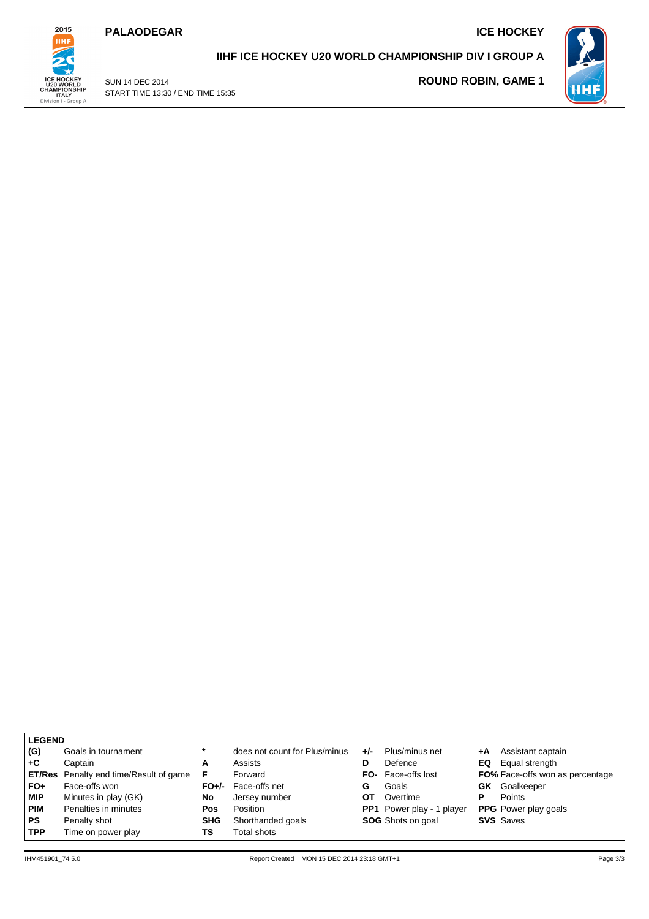**PALAODEGAR** **ICE HOCKEY**

**IIHF ICE HOCKEY U20 WORLD CHAMPIONSHIP DIV I GROUP A**

SUN 14 DEC 2014
START TIME 13:30 / END TIME 15:35

**ROUND ROBIN, GAME 1**

| **LEGEND** | | | | | | | |
|---|---|---|---|---|---|---|---|
| **(G)** | Goals in tournament | **\*** | does not count for Plus/minus | **+/-** | Plus/minus net | **+A** | Assistant captain |
| **+C** | Captain | **A** | Assists | **D** | Defence | **EQ** | Equal strength |
| **ET/Res** | Penalty end time/Result of game | **F** | Forward | **FO-** | Face-offs lost | **FO%** | Face-offs won as percentage |
| **FO+** | Face-offs won | **FO+/-** | Face-offs net | **G** | Goals | **GK** | Goalkeeper |
| **MIP** | Minutes in play (GK) | **No** | Jersey number | **OT** | Overtime | **P** | Points |
| **PIM** | Penalties in minutes | **Pos** | Position | **PP1** | Power play - 1 player | **PPG** | Power play goals |
| **PS** | Penalty shot | **SHG** | Shorthanded goals | **SOG** | Shots on goal | **SVS** | Saves |
| **TPP** | Time on power play | **TS** | Total shots | | | | |

IHM451901_74 5.0 Report Created MON 15 DEC 2014 23:18 GMT+1